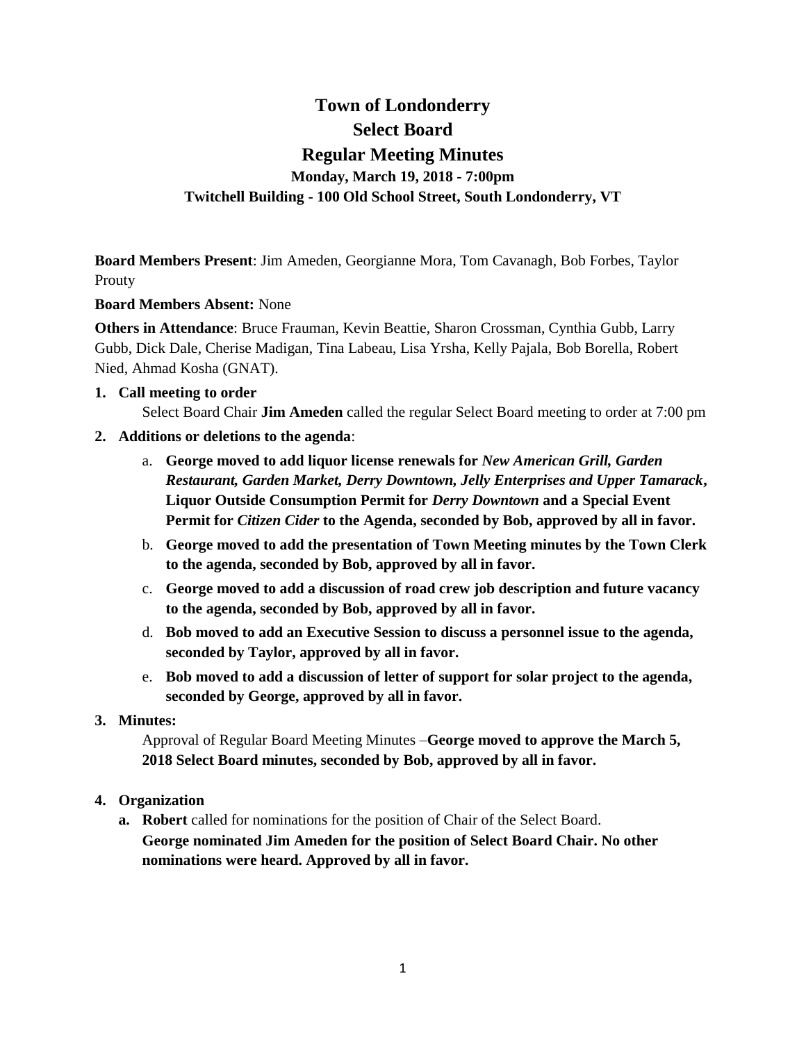# Town of Londonderry

## Select Board

## Regular Meeting Minutes

### Monday, March 19, 2018 - 7:00pm

### Twitchell Building - 100 Old School Street, South Londonderry, VT

**Board Members Present**: Jim Ameden, Georgianne Mora, Tom Cavanagh, Bob Forbes, Taylor Prouty

**Board Members Absent:** None

**Others in Attendance**: Bruce Frauman, Kevin Beattie, Sharon Crossman, Cynthia Gubb, Larry Gubb, Dick Dale, Cherise Madigan, Tina Labeau, Lisa Yrsha, Kelly Pajala, Bob Borella, Robert Nied, Ahmad Kosha (GNAT).

1. **Call meeting to order**

   Select Board Chair **Jim Ameden** called the regular Select Board meeting to order at 7:00 pm

2. **Additions or deletions to the agenda**:

   a. **George moved to add liquor license renewals for *New American Grill, Garden Restaurant, Garden Market, Derry Downtown, Jelly Enterprises and Upper Tamarack*, Liquor Outside Consumption Permit for *Derry Downtown* and a Special Event Permit for *Citizen Cider* to the Agenda, seconded by Bob, approved by all in favor.**

   b. **George moved to add the presentation of Town Meeting minutes by the Town Clerk to the agenda, seconded by Bob, approved by all in favor.**

   c. **George moved to add a discussion of road crew job description and future vacancy to the agenda, seconded by Bob, approved by all in favor.**

   d. **Bob moved to add an Executive Session to discuss a personnel issue to the agenda, seconded by Taylor, approved by all in favor.**

   e. **Bob moved to add a discussion of letter of support for solar project to the agenda, seconded by George, approved by all in favor.**

3. **Minutes:**

   Approval of Regular Board Meeting Minutes –**George moved to approve the March 5, 2018 Select Board minutes, seconded by Bob, approved by all in favor.**

4. **Organization**

   a. **Robert** called for nominations for the position of Chair of the Select Board.
   **George nominated Jim Ameden for the position of Select Board Chair. No other nominations were heard. Approved by all in favor.**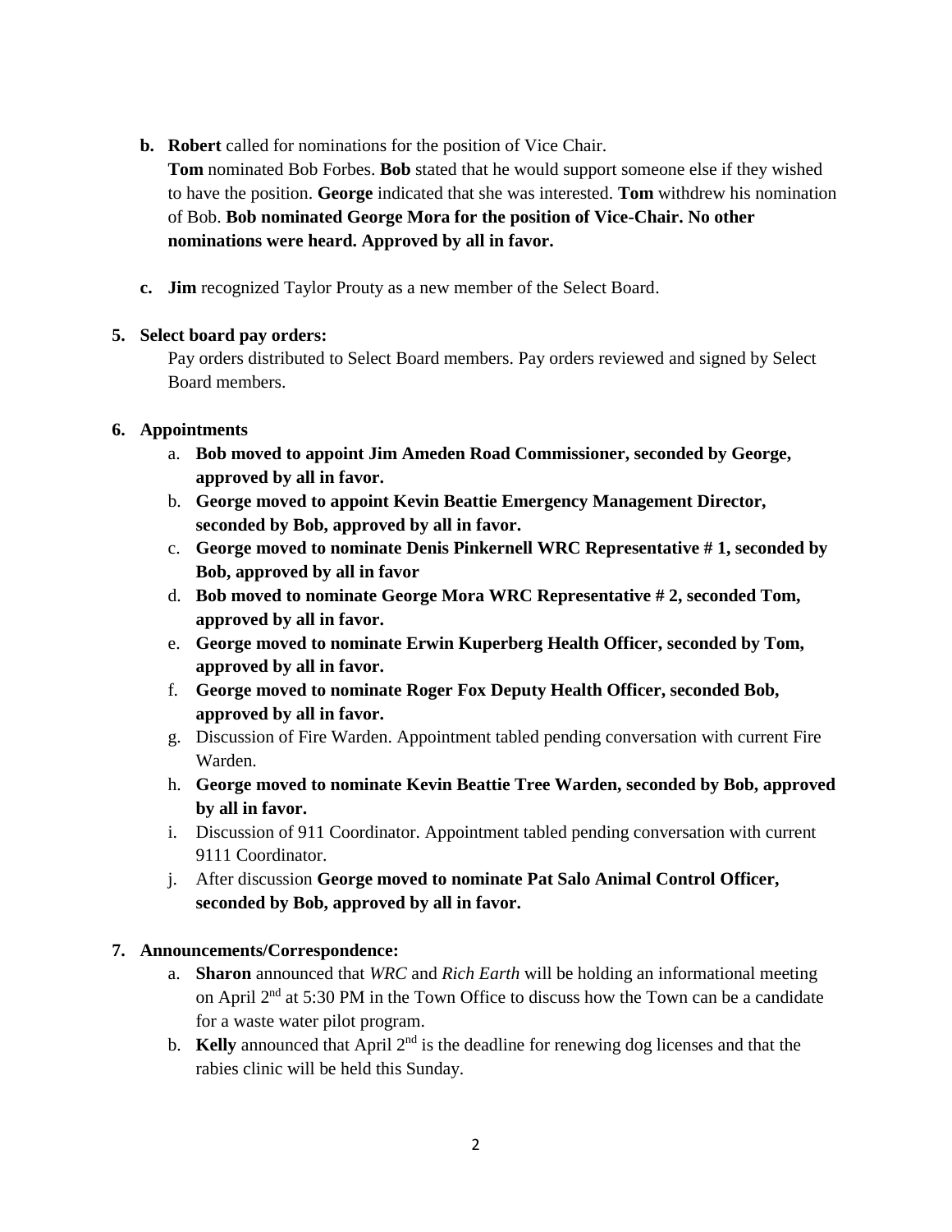b. **Robert** called for nominations for the position of Vice Chair.
   **Tom** nominated Bob Forbes. **Bob** stated that he would support someone else if they wished to have the position. **George** indicated that she was interested. **Tom** withdrew his nomination of Bob. **Bob nominated George Mora for the position of Vice-Chair. No other nominations were heard. Approved by all in favor.**

c. **Jim** recognized Taylor Prouty as a new member of the Select Board.

**5. Select board pay orders:**

Pay orders distributed to Select Board members. Pay orders reviewed and signed by Select Board members.

**6. Appointments**

a. **Bob moved to appoint Jim Ameden Road Commissioner, seconded by George, approved by all in favor.**
b. **George moved to appoint Kevin Beattie Emergency Management Director, seconded by Bob, approved by all in favor.**
c. **George moved to nominate Denis Pinkernell WRC Representative # 1, seconded by Bob, approved by all in favor**
d. **Bob moved to nominate George Mora WRC Representative # 2, seconded Tom, approved by all in favor.**
e. **George moved to nominate Erwin Kuperberg Health Officer, seconded by Tom, approved by all in favor.**
f. **George moved to nominate Roger Fox Deputy Health Officer, seconded Bob, approved by all in favor.**
g. Discussion of Fire Warden. Appointment tabled pending conversation with current Fire Warden.
h. **George moved to nominate Kevin Beattie Tree Warden, seconded by Bob, approved by all in favor.**
i. Discussion of 911 Coordinator. Appointment tabled pending conversation with current 9111 Coordinator.
j. After discussion **George moved to nominate Pat Salo Animal Control Officer, seconded by Bob, approved by all in favor.**

**7. Announcements/Correspondence:**

a. **Sharon** announced that *WRC* and *Rich Earth* will be holding an informational meeting on April 2nd at 5:30 PM in the Town Office to discuss how the Town can be a candidate for a waste water pilot program.
b. **Kelly** announced that April 2nd is the deadline for renewing dog licenses and that the rabies clinic will be held this Sunday.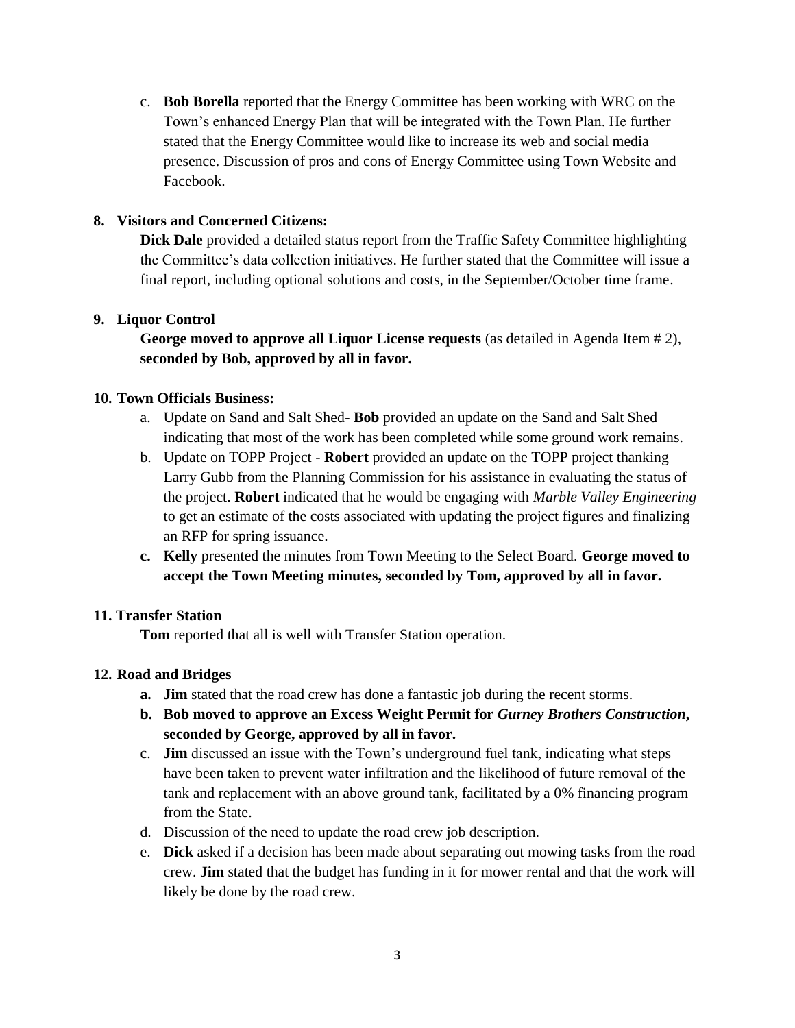c. **Bob Borella** reported that the Energy Committee has been working with WRC on the Town's enhanced Energy Plan that will be integrated with the Town Plan. He further stated that the Energy Committee would like to increase its web and social media presence. Discussion of pros and cons of Energy Committee using Town Website and Facebook.

**8. Visitors and Concerned Citizens:**

**Dick Dale** provided a detailed status report from the Traffic Safety Committee highlighting the Committee's data collection initiatives. He further stated that the Committee will issue a final report, including optional solutions and costs, in the September/October time frame.

**9. Liquor Control**

**George moved to approve all Liquor License requests** (as detailed in Agenda Item # 2), **seconded by Bob, approved by all in favor.**

**10. Town Officials Business:**

a. Update on Sand and Salt Shed- **Bob** provided an update on the Sand and Salt Shed indicating that most of the work has been completed while some ground work remains.

b. Update on TOPP Project - **Robert** provided an update on the TOPP project thanking Larry Gubb from the Planning Commission for his assistance in evaluating the status of the project. **Robert** indicated that he would be engaging with *Marble Valley Engineering* to get an estimate of the costs associated with updating the project figures and finalizing an RFP for spring issuance.

**c. Kelly** presented the minutes from Town Meeting to the Select Board. **George moved to accept the Town Meeting minutes, seconded by Tom, approved by all in favor.**

**11. Transfer Station**

**Tom** reported that all is well with Transfer Station operation.

**12. Road and Bridges**

**a. Jim** stated that the road crew has done a fantastic job during the recent storms.

**b. Bob moved to approve an Excess Weight Permit for *Gurney Brothers Construction*, seconded by George, approved by all in favor.**

c. **Jim** discussed an issue with the Town's underground fuel tank, indicating what steps have been taken to prevent water infiltration and the likelihood of future removal of the tank and replacement with an above ground tank, facilitated by a 0% financing program from the State.

d. Discussion of the need to update the road crew job description.

e. **Dick** asked if a decision has been made about separating out mowing tasks from the road crew. **Jim** stated that the budget has funding in it for mower rental and that the work will likely be done by the road crew.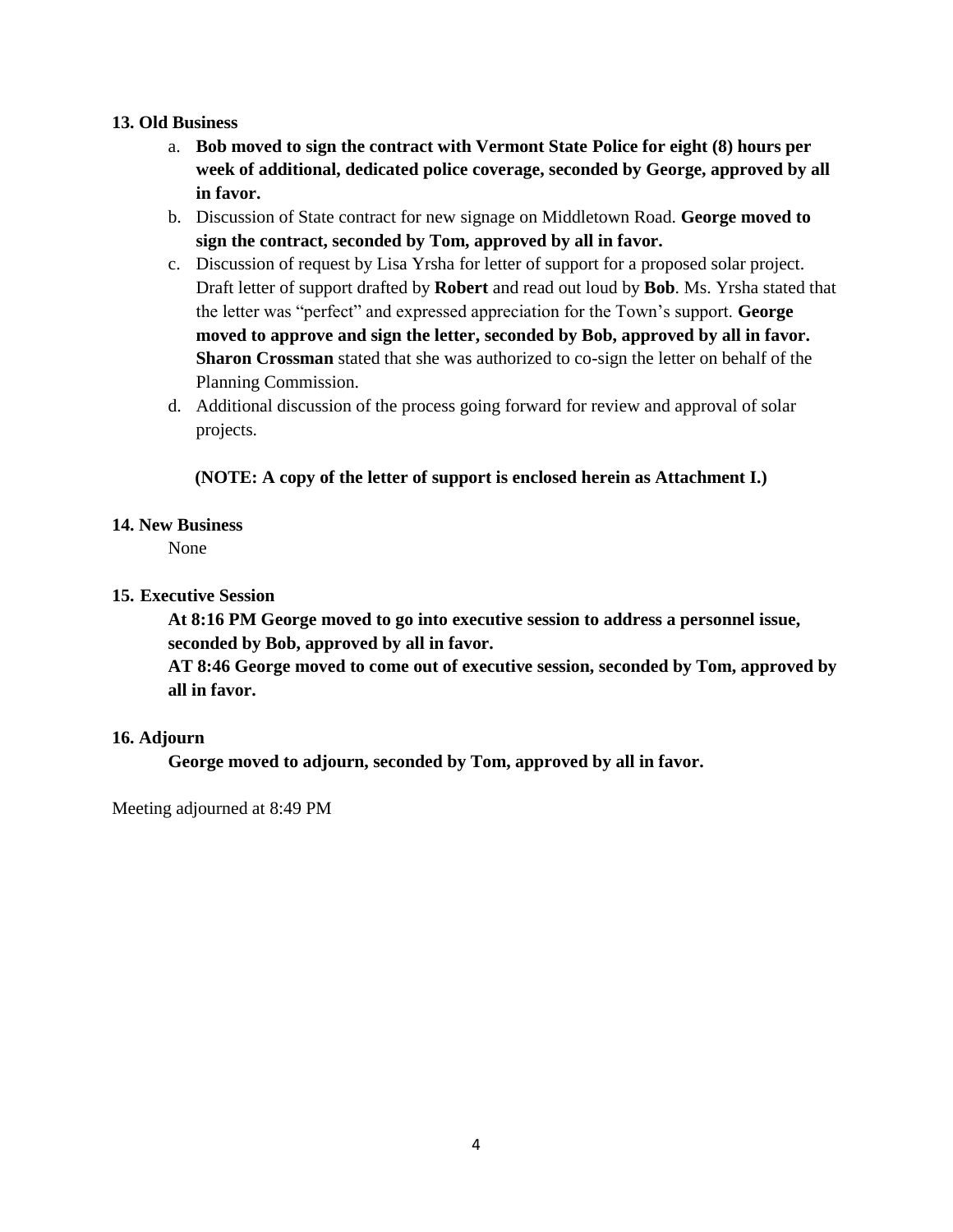**13. Old Business**

a. **Bob moved to sign the contract with Vermont State Police for eight (8) hours per week of additional, dedicated police coverage, seconded by George, approved by all in favor.**
b. Discussion of State contract for new signage on Middletown Road. **George moved to sign the contract, seconded by Tom, approved by all in favor.**
c. Discussion of request by Lisa Yrsha for letter of support for a proposed solar project. Draft letter of support drafted by **Robert** and read out loud by **Bob**. Ms. Yrsha stated that the letter was "perfect" and expressed appreciation for the Town's support. **George moved to approve and sign the letter, seconded by Bob, approved by all in favor. Sharon Crossman** stated that she was authorized to co-sign the letter on behalf of the Planning Commission.
d. Additional discussion of the process going forward for review and approval of solar projects.

**(NOTE: A copy of the letter of support is enclosed herein as Attachment I.)**

**14. New Business**

None

**15. Executive Session**

**At 8:16 PM George moved to go into executive session to address a personnel issue, seconded by Bob, approved by all in favor.**
**AT 8:46 George moved to come out of executive session, seconded by Tom, approved by all in favor.**

**16. Adjourn**

**George moved to adjourn, seconded by Tom, approved by all in favor.**

Meeting adjourned at 8:49 PM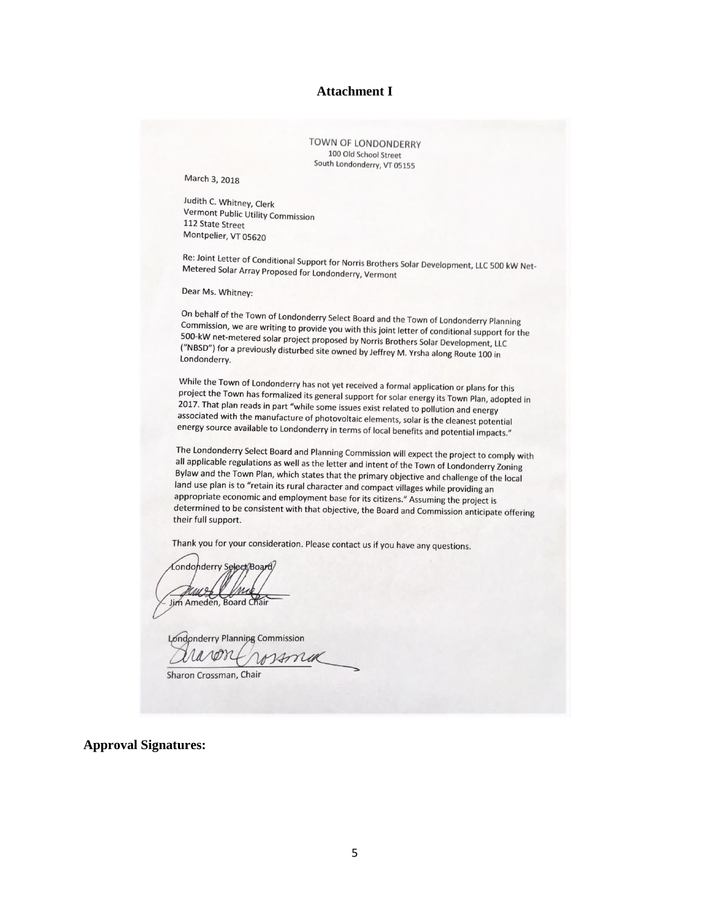**Attachment I**

TOWN OF LONDONDERRY
100 Old School Street
South Londonderry, VT 05155

March 3, 2018

Judith C. Whitney, Clerk
Vermont Public Utility Commission
112 State Street
Montpelier, VT 05620

Re: Joint Letter of Conditional Support for Norris Brothers Solar Development, LLC 500 kW Net-Metered Solar Array Proposed for Londonderry, Vermont

Dear Ms. Whitney:

On behalf of the Town of Londonderry Select Board and the Town of Londonderry Planning Commission, we are writing to provide you with this joint letter of conditional support for the 500-kW net-metered solar project proposed by Norris Brothers Solar Development, LLC ("NBSD") for a previously disturbed site owned by Jeffrey M. Yrsha along Route 100 in Londonderry.

While the Town of Londonderry has not yet received a formal application or plans for this project the Town has formalized its general support for solar energy its Town Plan, adopted in 2017. That plan reads in part "while some issues exist related to pollution and energy associated with the manufacture of photovoltaic elements, solar is the cleanest potential energy source available to Londonderry in terms of local benefits and potential impacts."

The Londonderry Select Board and Planning Commission will expect the project to comply with all applicable regulations as well as the letter and intent of the Town of Londonderry Zoning Bylaw and the Town Plan, which states that the primary objective and challenge of the local land use plan is to "retain its rural character and compact villages while providing an appropriate economic and employment base for its citizens." Assuming the project is determined to be consistent with that objective, the Board and Commission anticipate offering their full support.

Thank you for your consideration. Please contact us if you have any questions.

Londonderry Select Board

Jim Ameden, Board Chair

Londonderry Planning Commission

Sharon Crossman, Chair

**Approval Signatures:**